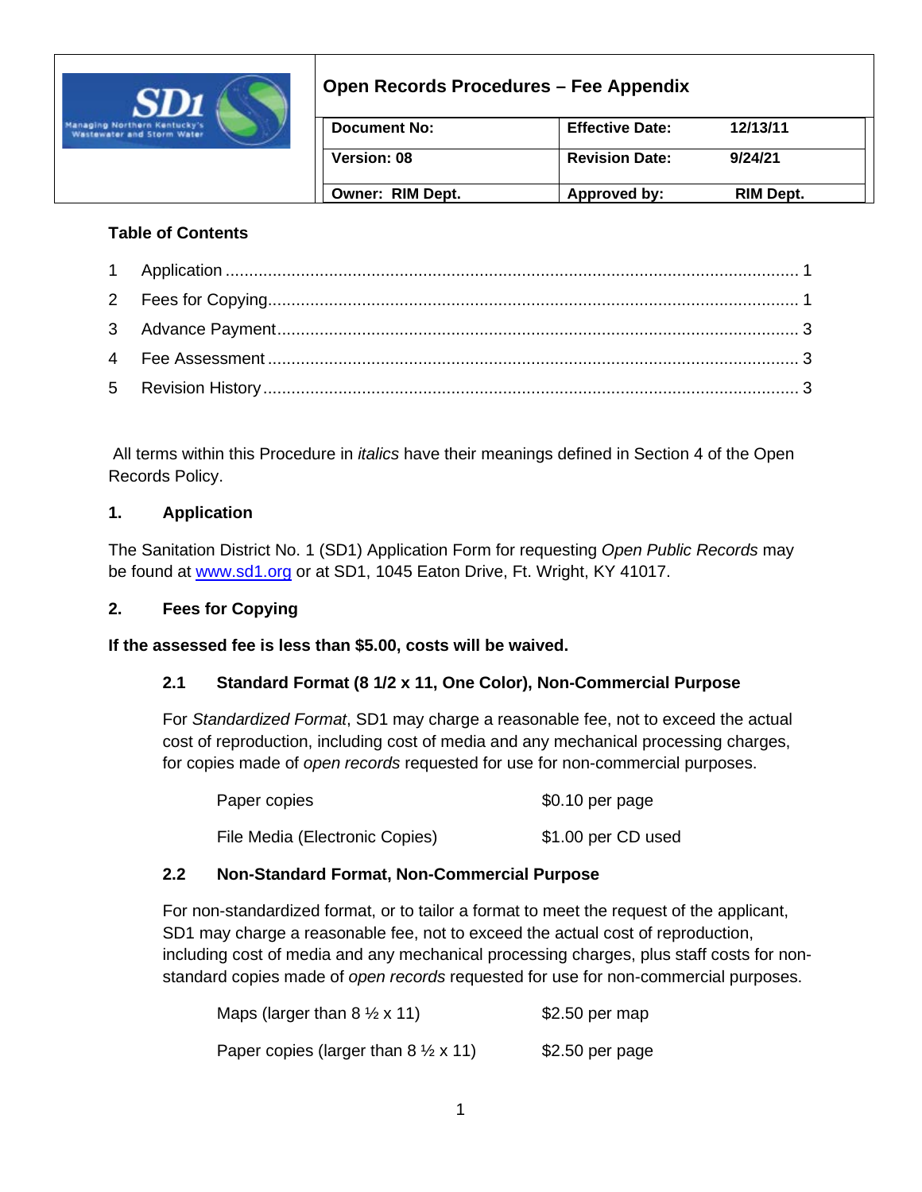| Open Records Procedures – Fee Appendix | | | |
|---|---|---|---|
| **Document No:** | | **Effective Date:** | **12/13/11** |
| **Version: 08** | | **Revision Date:** | **9/24/21** |
| **Owner: RIM Dept.** | | **Approved by:** | **RIM Dept.** |

**Table of Contents**

1 Application ........ 1
2 Fees for Copying ........ 1
3 Advance Payment ........ 3
4 Fee Assessment ........ 3
5 Revision History ........ 3

All terms within this Procedure in *italics* have their meanings defined in Section 4 of the Open Records Policy.

## 1. Application

The Sanitation District No. 1 (SD1) Application Form for requesting *Open Public Records* may be found at www.sd1.org or at SD1, 1045 Eaton Drive, Ft. Wright, KY 41017.

## 2. Fees for Copying

**If the assessed fee is less than $5.00, costs will be waived.**

### 2.1 Standard Format (8 1/2 x 11, One Color), Non-Commercial Purpose

For *Standardized Format*, SD1 may charge a reasonable fee, not to exceed the actual cost of reproduction, including cost of media and any mechanical processing charges, for copies made of *open records* requested for use for non-commercial purposes.

| | |
|---|---|
| Paper copies | $0.10 per page |
| File Media (Electronic Copies) | $1.00 per CD used |

### 2.2 Non-Standard Format, Non-Commercial Purpose

For non-standardized format, or to tailor a format to meet the request of the applicant, SD1 may charge a reasonable fee, not to exceed the actual cost of reproduction, including cost of media and any mechanical processing charges, plus staff costs for non-standard copies made of *open records* requested for use for non-commercial purposes.

| | |
|---|---|
| Maps (larger than 8 ½ x 11) | $2.50 per map |
| Paper copies (larger than 8 ½ x 11) | $2.50 per page |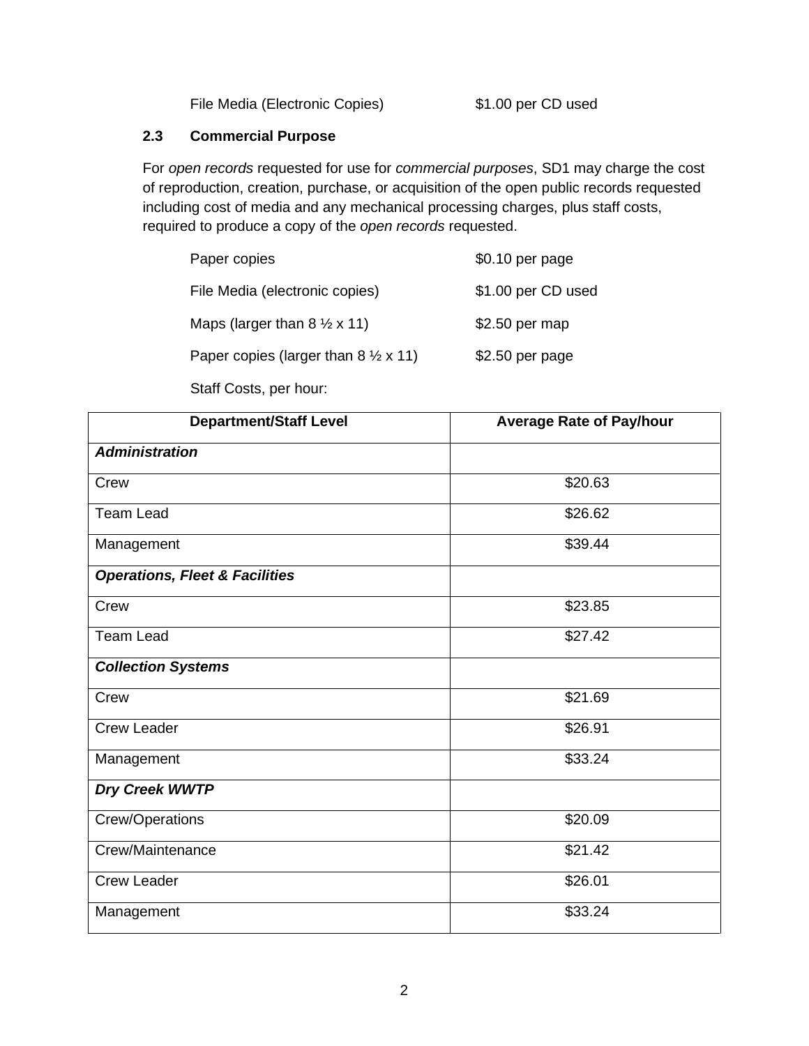File Media (Electronic Copies) $1.00 per CD used

### 2.3 Commercial Purpose

For *open records* requested for use for *commercial purposes*, SD1 may charge the cost of reproduction, creation, purchase, or acquisition of the open public records requested including cost of media and any mechanical processing charges, plus staff costs, required to produce a copy of the *open records* requested.

| | |
|---|---|
| Paper copies | $0.10 per page |
| File Media (electronic copies) | $1.00 per CD used |
| Maps (larger than 8 ½ x 11) | $2.50 per map |
| Paper copies (larger than 8 ½ x 11) | $2.50 per page |

Staff Costs, per hour:

| Department/Staff Level | Average Rate of Pay/hour |
|---|---|
| ***Administration*** | |
| Crew | $20.63 |
| Team Lead | $26.62 |
| Management | $39.44 |
| ***Operations, Fleet & Facilities*** | |
| Crew | $23.85 |
| Team Lead | $27.42 |
| ***Collection Systems*** | |
| Crew | $21.69 |
| Crew Leader | $26.91 |
| Management | $33.24 |
| ***Dry Creek WWTP*** | |
| Crew/Operations | $20.09 |
| Crew/Maintenance | $21.42 |
| Crew Leader | $26.01 |
| Management | $33.24 |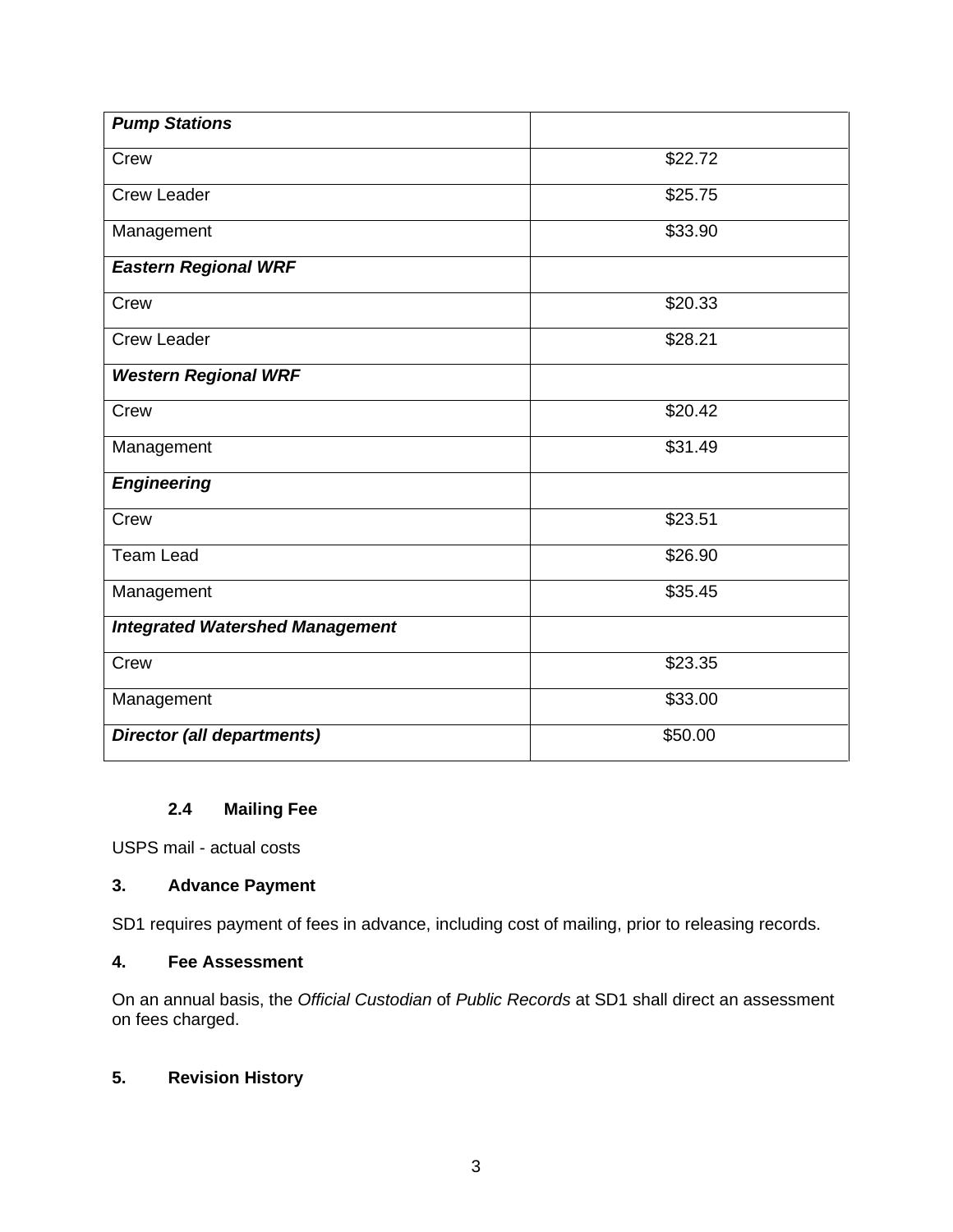| ***Pump Stations*** | |
|---|---|
| Crew | $22.72 |
| Crew Leader | $25.75 |
| Management | $33.90 |
| ***Eastern Regional WRF*** | |
| Crew | $20.33 |
| Crew Leader | $28.21 |
| ***Western Regional WRF*** | |
| Crew | $20.42 |
| Management | $31.49 |
| ***Engineering*** | |
| Crew | $23.51 |
| Team Lead | $26.90 |
| Management | $35.45 |
| ***Integrated Watershed Management*** | |
| Crew | $23.35 |
| Management | $33.00 |
| ***Director (all departments)*** | $50.00 |

### 2.4 Mailing Fee

USPS mail - actual costs

## 3. Advance Payment

SD1 requires payment of fees in advance, including cost of mailing, prior to releasing records.

## 4. Fee Assessment

On an annual basis, the *Official Custodian* of *Public Records* at SD1 shall direct an assessment on fees charged.

## 5. Revision History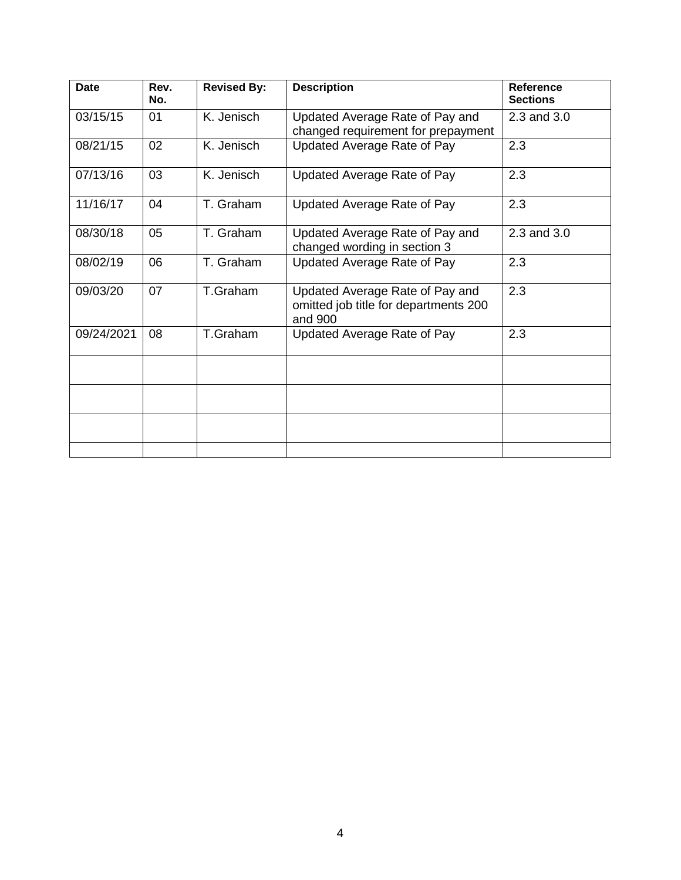| Date | Rev. No. | Revised By: | Description | Reference Sections |
|---|---|---|---|---|
| 03/15/15 | 01 | K. Jenisch | Updated Average Rate of Pay and changed requirement for prepayment | 2.3 and 3.0 |
| 08/21/15 | 02 | K. Jenisch | Updated Average Rate of Pay | 2.3 |
| 07/13/16 | 03 | K. Jenisch | Updated Average Rate of Pay | 2.3 |
| 11/16/17 | 04 | T. Graham | Updated Average Rate of Pay | 2.3 |
| 08/30/18 | 05 | T. Graham | Updated Average Rate of Pay and changed wording in section 3 | 2.3 and 3.0 |
| 08/02/19 | 06 | T. Graham | Updated Average Rate of Pay | 2.3 |
| 09/03/20 | 07 | T.Graham | Updated Average Rate of Pay and omitted job title for departments 200 and 900 | 2.3 |
| 09/24/2021 | 08 | T.Graham | Updated Average Rate of Pay | 2.3 |
| | | | | |
| | | | | |
| | | | | |
| | | | | |